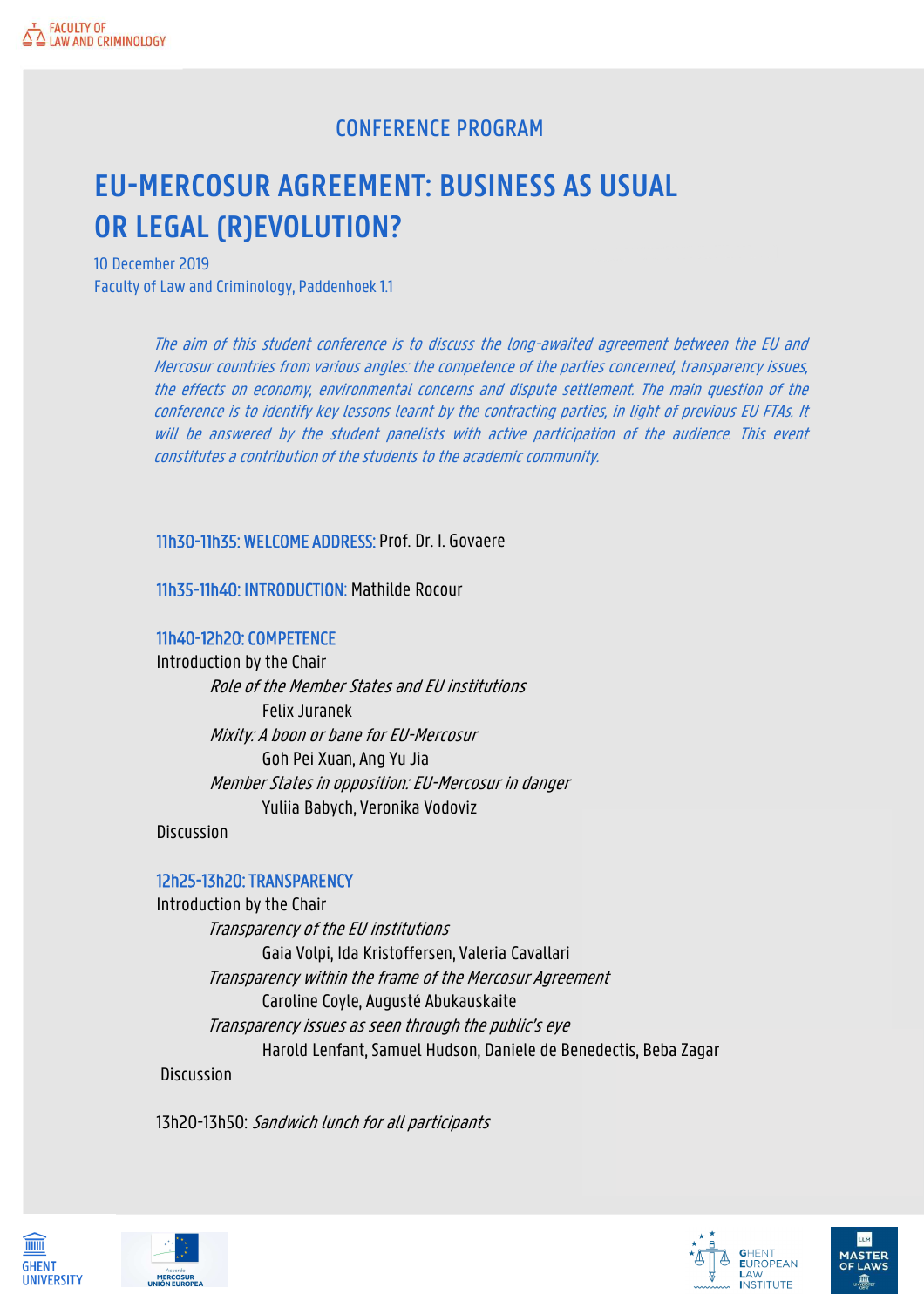FACULTY OF LAW AND CRIMINOLOGY

## CONFERENCE PROGRAM

# EU-MERCOSUR AGREEMENT: BUSINESS AS USUAL OR LEGAL (R)EVOLUTION?

10 December 2019
Faculty of Law and Criminology, Paddenhoek 1.1

*The aim of this student conference is to discuss the long-awaited agreement between the EU and Mercosur countries from various angles: the competence of the parties concerned, transparency issues, the effects on economy, environmental concerns and dispute settlement. The main question of the conference is to identify key lessons learnt by the contracting parties, in light of previous EU FTAs. It will be answered by the student panelists with active participation of the audience. This event constitutes a contribution of the students to the academic community.*

**11h30-11h35: WELCOME ADDRESS:** Prof. Dr. I. Govaere

**11h35-11h40: INTRODUCTION:** Mathilde Rocour

**11h40-12h20: COMPETENCE**

Introduction by the Chair

- *Role of the Member States and EU institutions*
  - Felix Juranek
- *Mixity: A boon or bane for EU-Mercosur*
  - Goh Pei Xuan, Ang Yu Jia
- *Member States in opposition: EU-Mercosur in danger*
  - Yuliia Babych, Veronika Vodoviz

Discussion

**12h25-13h20: TRANSPARENCY**

Introduction by the Chair

- *Transparency of the EU institutions*
  - Gaia Volpi, Ida Kristoffersen, Valeria Cavallari
- *Transparency within the frame of the Mercosur Agreement*
  - Caroline Coyle, Augusté Abukauskaite
- *Transparency issues as seen through the public's eye*
  - Harold Lenfant, Samuel Hudson, Daniele de Benedectis, Beba Zagar

Discussion

13h20-13h50: *Sandwich lunch for all participants*

GHENT UNIVERSITY

Acuerdo MERCOSUR UNIÓN EUROPEA

GHENT EUROPEAN LAW INSTITUTE

MASTER OF LAWS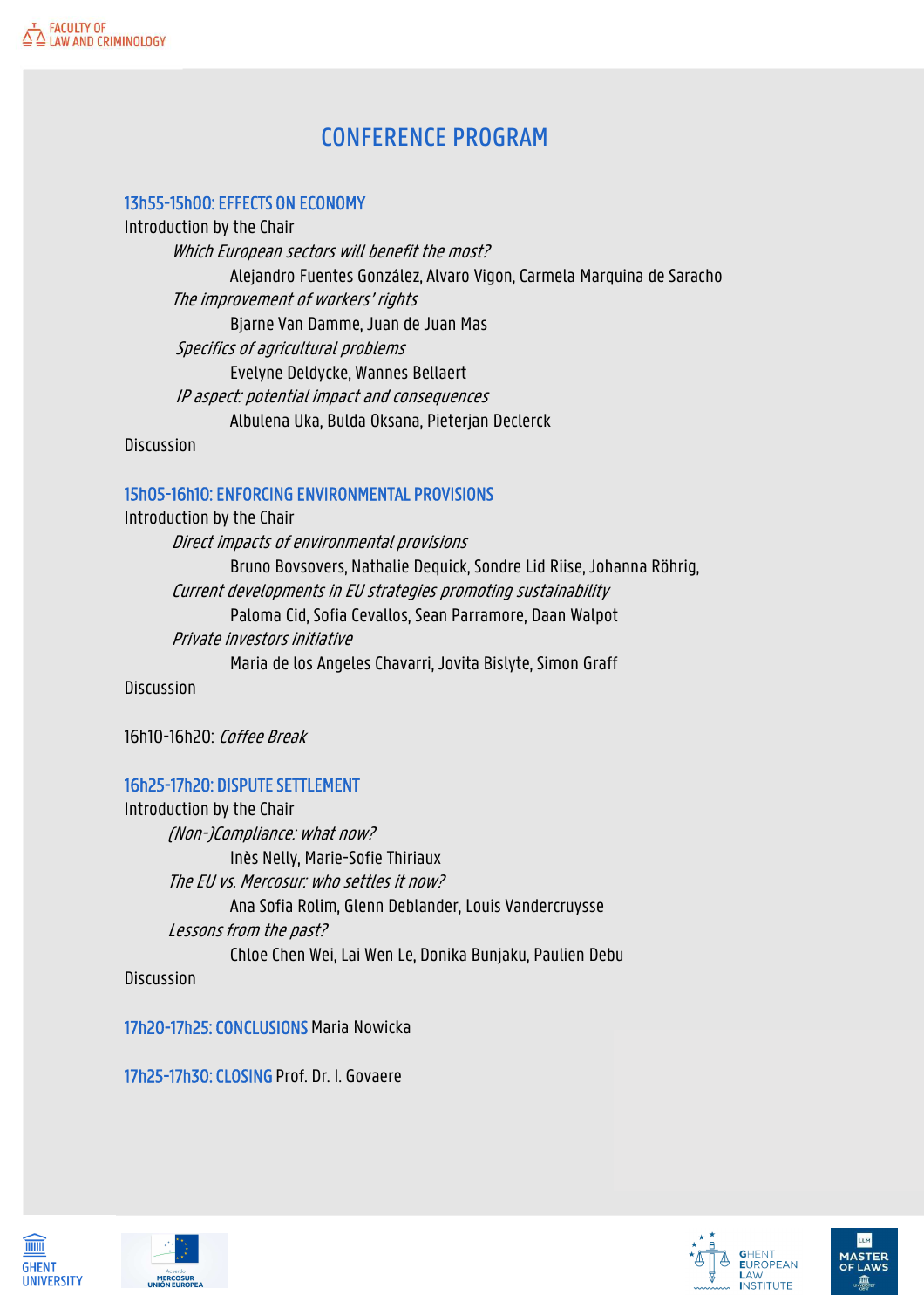# CONFERENCE PROGRAM

## 13h55-15h00: EFFECTS ON ECONOMY

Introduction by the Chair

*Which European sectors will benefit the most?*

Alejandro Fuentes González, Alvaro Vigon, Carmela Marquina de Saracho

*The improvement of workers' rights*

Bjarne Van Damme, Juan de Juan Mas

*Specifics of agricultural problems*

Evelyne Deldycke, Wannes Bellaert

*IP aspect: potential impact and consequences*

Albulena Uka, Bulda Oksana, Pieterjan Declerck

Discussion

## 15h05-16h10: ENFORCING ENVIRONMENTAL PROVISIONS

Introduction by the Chair

*Direct impacts of environmental provisions*

Bruno Bovsovers, Nathalie Dequick, Sondre Lid Riise, Johanna Röhrig,

*Current developments in EU strategies promoting sustainability*

Paloma Cid, Sofia Cevallos, Sean Parramore, Daan Walpot

*Private investors initiative*

Maria de los Angeles Chavarri, Jovita Bislyte, Simon Graff

Discussion

16h10-16h20: *Coffee Break*

## 16h25-17h20: DISPUTE SETTLEMENT

Introduction by the Chair

*(Non-)Compliance: what now?*

Inès Nelly, Marie-Sofie Thiriaux

*The EU vs. Mercosur: who settles it now?*

Ana Sofia Rolim, Glenn Deblander, Louis Vandercruysse

*Lessons from the past?*

Chloe Chen Wei, Lai Wen Le, Donika Bunjaku, Paulien Debu

Discussion

**17h20-17h25: CONCLUSIONS** Maria Nowicka

**17h25-17h30: CLOSING** Prof. Dr. I. Govaere